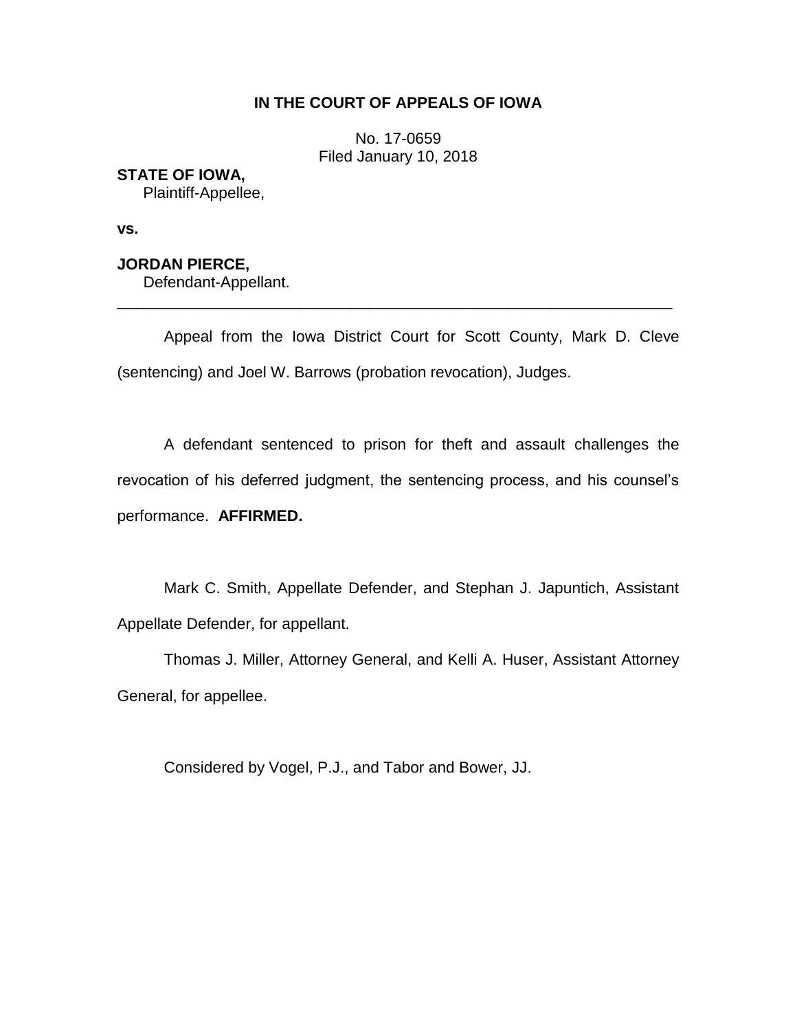**IN THE COURT OF APPEALS OF IOWA**

No. 17-0659
Filed January 10, 2018

**STATE OF IOWA,**
Plaintiff-Appellee,

**vs.**

**JORDAN PIERCE,**
Defendant-Appellant.

---

Appeal from the Iowa District Court for Scott County, Mark D. Cleve (sentencing) and Joel W. Barrows (probation revocation), Judges.

A defendant sentenced to prison for theft and assault challenges the revocation of his deferred judgment, the sentencing process, and his counsel's performance. **AFFIRMED.**

Mark C. Smith, Appellate Defender, and Stephan J. Japuntich, Assistant Appellate Defender, for appellant.

Thomas J. Miller, Attorney General, and Kelli A. Huser, Assistant Attorney General, for appellee.

Considered by Vogel, P.J., and Tabor and Bower, JJ.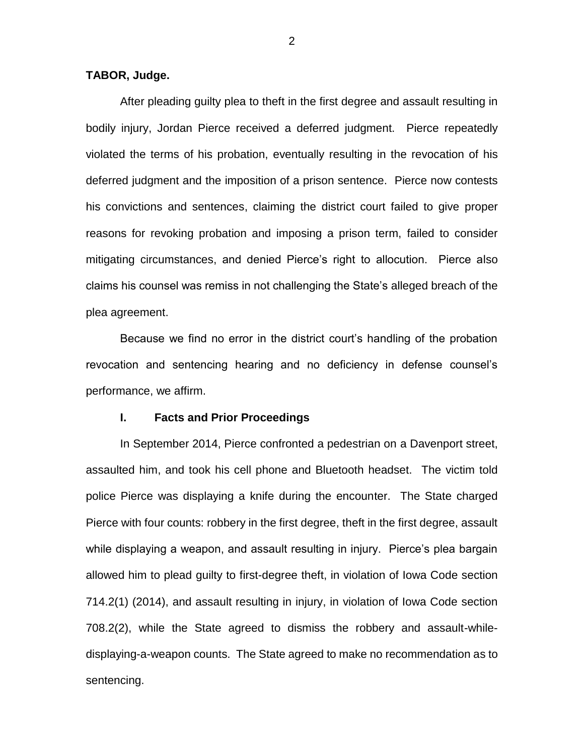**TABOR, Judge.**

After pleading guilty plea to theft in the first degree and assault resulting in bodily injury, Jordan Pierce received a deferred judgment. Pierce repeatedly violated the terms of his probation, eventually resulting in the revocation of his deferred judgment and the imposition of a prison sentence. Pierce now contests his convictions and sentences, claiming the district court failed to give proper reasons for revoking probation and imposing a prison term, failed to consider mitigating circumstances, and denied Pierce's right to allocution. Pierce also claims his counsel was remiss in not challenging the State's alleged breach of the plea agreement.

Because we find no error in the district court's handling of the probation revocation and sentencing hearing and no deficiency in defense counsel's performance, we affirm.

## I. Facts and Prior Proceedings

In September 2014, Pierce confronted a pedestrian on a Davenport street, assaulted him, and took his cell phone and Bluetooth headset. The victim told police Pierce was displaying a knife during the encounter. The State charged Pierce with four counts: robbery in the first degree, theft in the first degree, assault while displaying a weapon, and assault resulting in injury. Pierce's plea bargain allowed him to plead guilty to first-degree theft, in violation of Iowa Code section 714.2(1) (2014), and assault resulting in injury, in violation of Iowa Code section 708.2(2), while the State agreed to dismiss the robbery and assault-while-displaying-a-weapon counts. The State agreed to make no recommendation as to sentencing.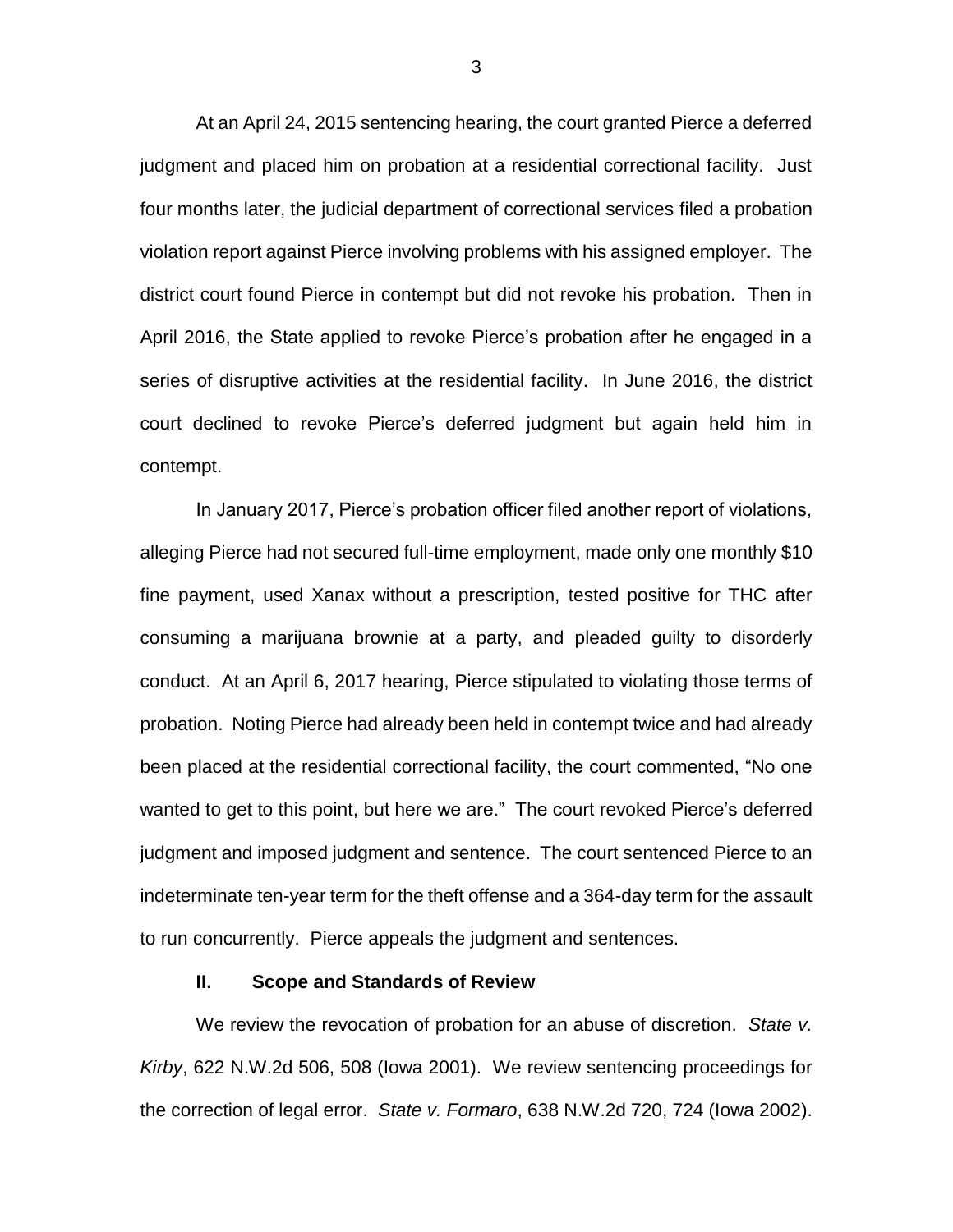At an April 24, 2015 sentencing hearing, the court granted Pierce a deferred judgment and placed him on probation at a residential correctional facility. Just four months later, the judicial department of correctional services filed a probation violation report against Pierce involving problems with his assigned employer. The district court found Pierce in contempt but did not revoke his probation. Then in April 2016, the State applied to revoke Pierce's probation after he engaged in a series of disruptive activities at the residential facility. In June 2016, the district court declined to revoke Pierce's deferred judgment but again held him in contempt.

In January 2017, Pierce's probation officer filed another report of violations, alleging Pierce had not secured full-time employment, made only one monthly $10 fine payment, used Xanax without a prescription, tested positive for THC after consuming a marijuana brownie at a party, and pleaded guilty to disorderly conduct. At an April 6, 2017 hearing, Pierce stipulated to violating those terms of probation. Noting Pierce had already been held in contempt twice and had already been placed at the residential correctional facility, the court commented, "No one wanted to get to this point, but here we are." The court revoked Pierce's deferred judgment and imposed judgment and sentence. The court sentenced Pierce to an indeterminate ten-year term for the theft offense and a 364-day term for the assault to run concurrently. Pierce appeals the judgment and sentences.

## II. Scope and Standards of Review

We review the revocation of probation for an abuse of discretion. *State v. Kirby*, 622 N.W.2d 506, 508 (Iowa 2001). We review sentencing proceedings for the correction of legal error. *State v. Formaro*, 638 N.W.2d 720, 724 (Iowa 2002).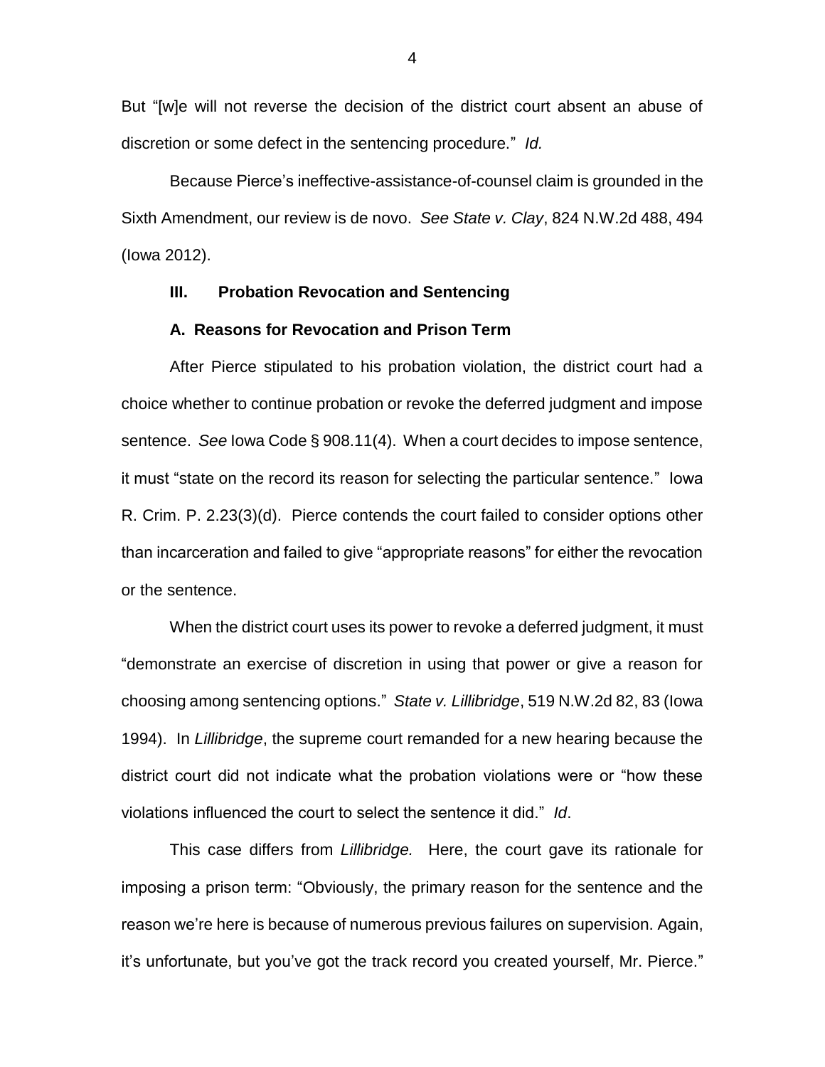But "[w]e will not reverse the decision of the district court absent an abuse of discretion or some defect in the sentencing procedure." *Id.*

Because Pierce's ineffective-assistance-of-counsel claim is grounded in the Sixth Amendment, our review is de novo. *See State v. Clay*, 824 N.W.2d 488, 494 (Iowa 2012).

### III. Probation Revocation and Sentencing

#### A. Reasons for Revocation and Prison Term

After Pierce stipulated to his probation violation, the district court had a choice whether to continue probation or revoke the deferred judgment and impose sentence. *See* Iowa Code § 908.11(4). When a court decides to impose sentence, it must "state on the record its reason for selecting the particular sentence." Iowa R. Crim. P. 2.23(3)(d). Pierce contends the court failed to consider options other than incarceration and failed to give "appropriate reasons" for either the revocation or the sentence.

When the district court uses its power to revoke a deferred judgment, it must "demonstrate an exercise of discretion in using that power or give a reason for choosing among sentencing options." *State v. Lillibridge*, 519 N.W.2d 82, 83 (Iowa 1994). In *Lillibridge*, the supreme court remanded for a new hearing because the district court did not indicate what the probation violations were or "how these violations influenced the court to select the sentence it did." *Id*.

This case differs from *Lillibridge.* Here, the court gave its rationale for imposing a prison term: "Obviously, the primary reason for the sentence and the reason we're here is because of numerous previous failures on supervision. Again, it's unfortunate, but you've got the track record you created yourself, Mr. Pierce."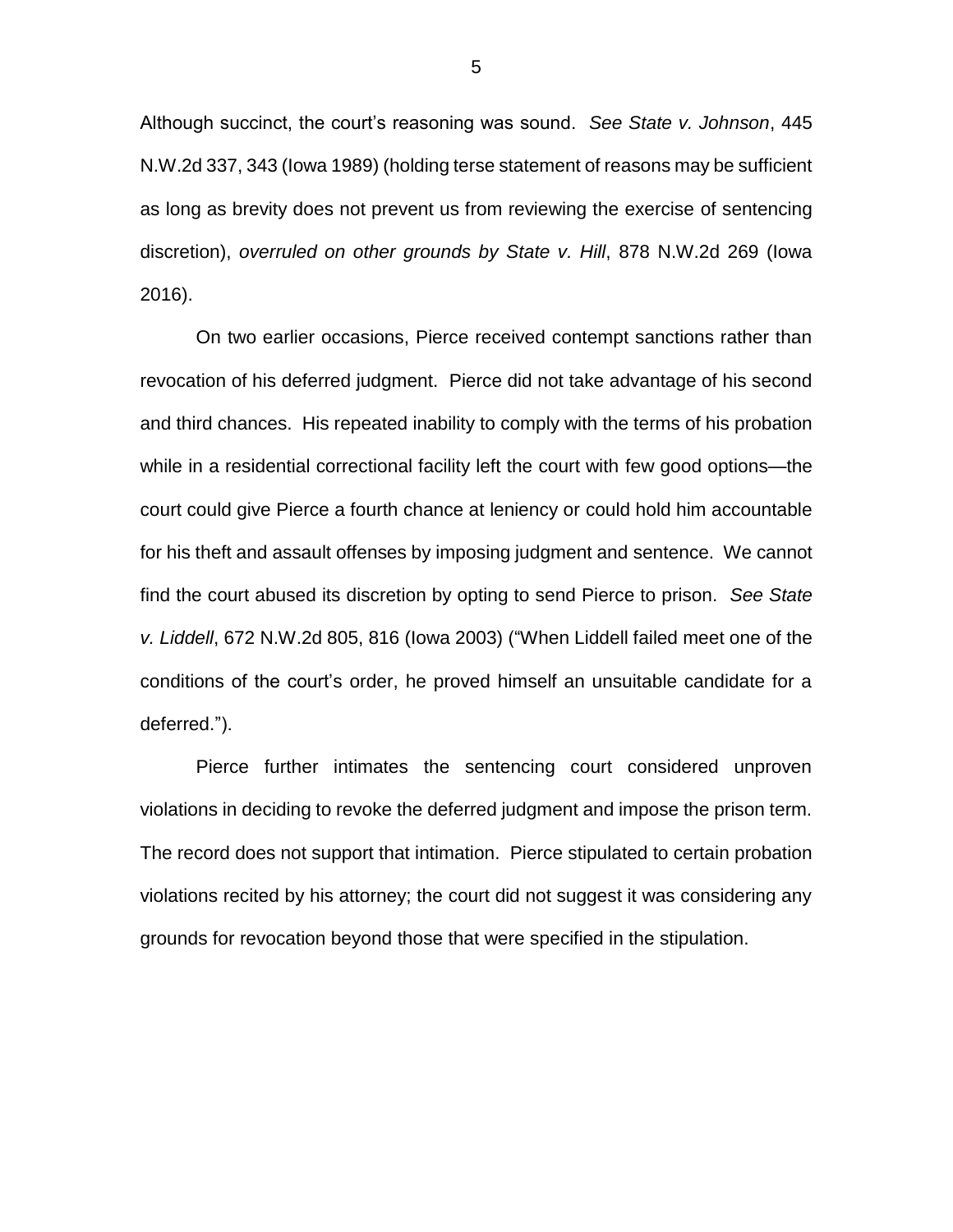Although succinct, the court's reasoning was sound. *See State v. Johnson*, 445 N.W.2d 337, 343 (Iowa 1989) (holding terse statement of reasons may be sufficient as long as brevity does not prevent us from reviewing the exercise of sentencing discretion), *overruled on other grounds by State v. Hill*, 878 N.W.2d 269 (Iowa 2016).

On two earlier occasions, Pierce received contempt sanctions rather than revocation of his deferred judgment. Pierce did not take advantage of his second and third chances. His repeated inability to comply with the terms of his probation while in a residential correctional facility left the court with few good options—the court could give Pierce a fourth chance at leniency or could hold him accountable for his theft and assault offenses by imposing judgment and sentence. We cannot find the court abused its discretion by opting to send Pierce to prison. *See State v. Liddell*, 672 N.W.2d 805, 816 (Iowa 2003) ("When Liddell failed meet one of the conditions of the court's order, he proved himself an unsuitable candidate for a deferred.").

Pierce further intimates the sentencing court considered unproven violations in deciding to revoke the deferred judgment and impose the prison term. The record does not support that intimation. Pierce stipulated to certain probation violations recited by his attorney; the court did not suggest it was considering any grounds for revocation beyond those that were specified in the stipulation.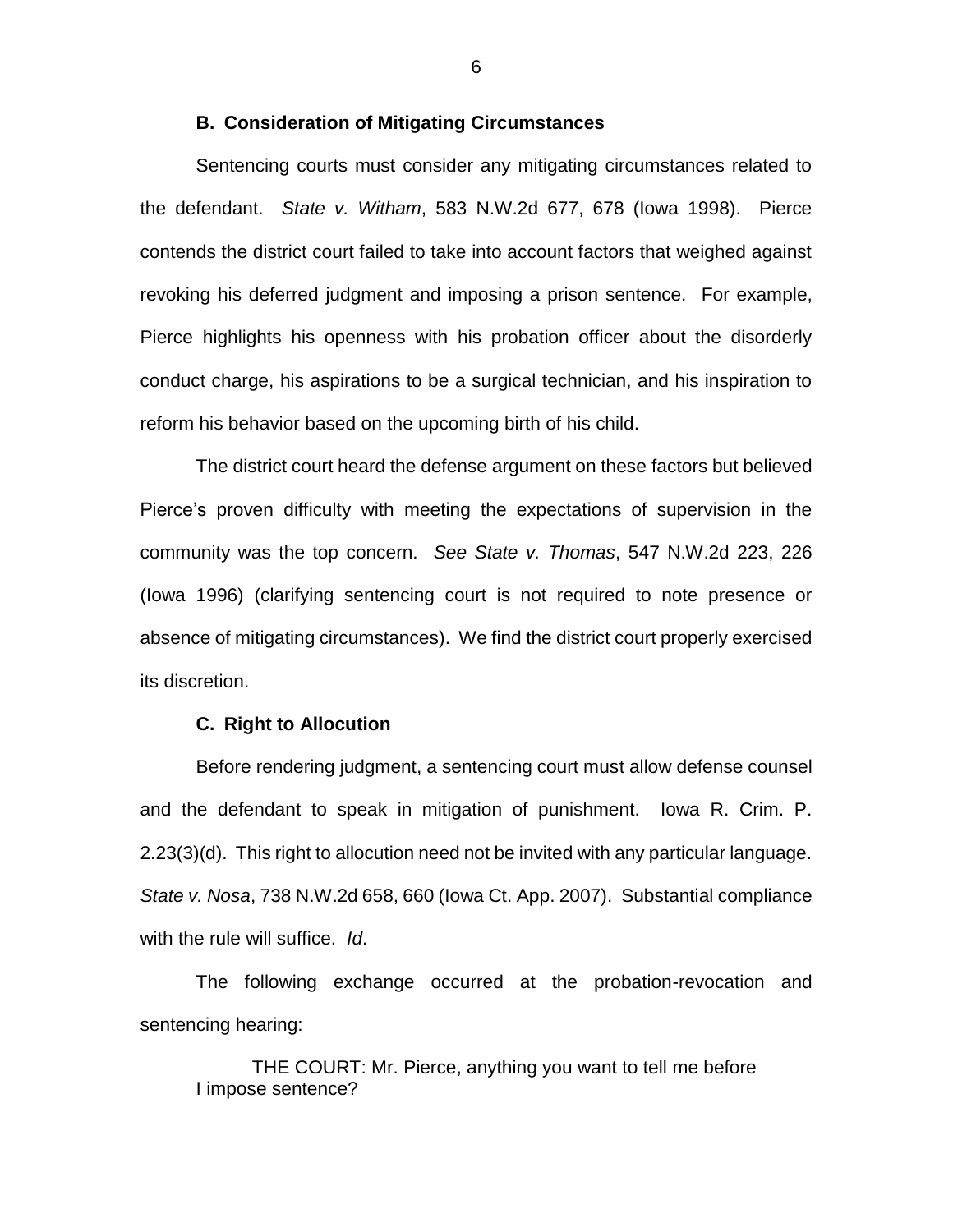### B. Consideration of Mitigating Circumstances

Sentencing courts must consider any mitigating circumstances related to the defendant. *State v. Witham*, 583 N.W.2d 677, 678 (Iowa 1998). Pierce contends the district court failed to take into account factors that weighed against revoking his deferred judgment and imposing a prison sentence. For example, Pierce highlights his openness with his probation officer about the disorderly conduct charge, his aspirations to be a surgical technician, and his inspiration to reform his behavior based on the upcoming birth of his child.

The district court heard the defense argument on these factors but believed Pierce's proven difficulty with meeting the expectations of supervision in the community was the top concern. *See State v. Thomas*, 547 N.W.2d 223, 226 (Iowa 1996) (clarifying sentencing court is not required to note presence or absence of mitigating circumstances). We find the district court properly exercised its discretion.

### C. Right to Allocution

Before rendering judgment, a sentencing court must allow defense counsel and the defendant to speak in mitigation of punishment. Iowa R. Crim. P. 2.23(3)(d). This right to allocution need not be invited with any particular language. *State v. Nosa*, 738 N.W.2d 658, 660 (Iowa Ct. App. 2007). Substantial compliance with the rule will suffice. *Id*.

The following exchange occurred at the probation-revocation and sentencing hearing:

> THE COURT: Mr. Pierce, anything you want to tell me before I impose sentence?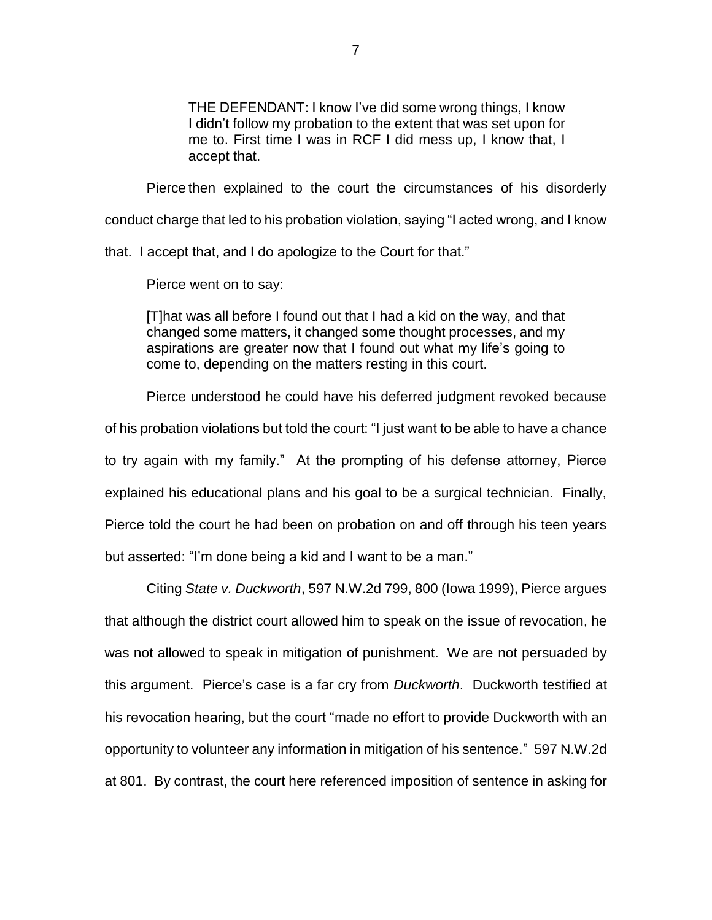> THE DEFENDANT: I know I've did some wrong things, I know I didn't follow my probation to the extent that was set upon for me to. First time I was in RCF I did mess up, I know that, I accept that.

Pierce then explained to the court the circumstances of his disorderly conduct charge that led to his probation violation, saying "I acted wrong, and I know that. I accept that, and I do apologize to the Court for that."

Pierce went on to say:

> [T]hat was all before I found out that I had a kid on the way, and that changed some matters, it changed some thought processes, and my aspirations are greater now that I found out what my life's going to come to, depending on the matters resting in this court.

Pierce understood he could have his deferred judgment revoked because of his probation violations but told the court: "I just want to be able to have a chance to try again with my family." At the prompting of his defense attorney, Pierce explained his educational plans and his goal to be a surgical technician. Finally, Pierce told the court he had been on probation on and off through his teen years but asserted: "I'm done being a kid and I want to be a man."

Citing *State v. Duckworth*, 597 N.W.2d 799, 800 (Iowa 1999), Pierce argues that although the district court allowed him to speak on the issue of revocation, he was not allowed to speak in mitigation of punishment. We are not persuaded by this argument. Pierce's case is a far cry from *Duckworth*. Duckworth testified at his revocation hearing, but the court "made no effort to provide Duckworth with an opportunity to volunteer any information in mitigation of his sentence." 597 N.W.2d at 801. By contrast, the court here referenced imposition of sentence in asking for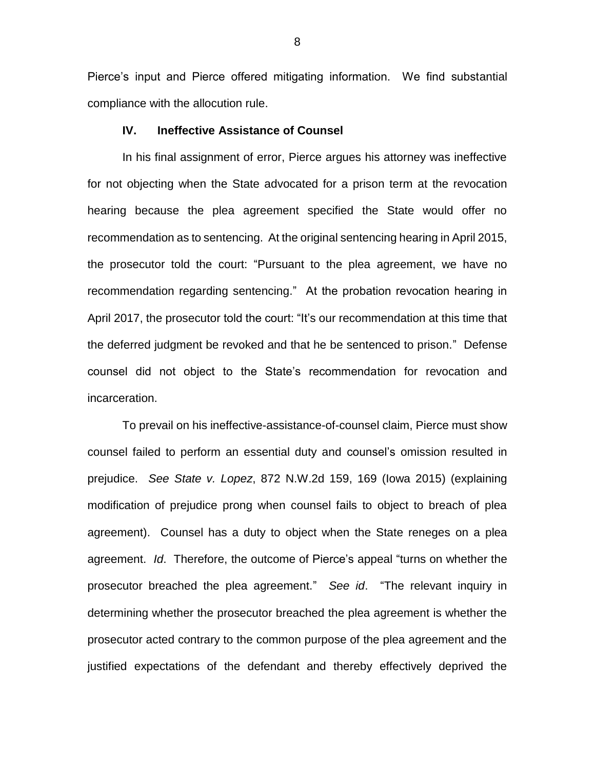Pierce's input and Pierce offered mitigating information. We find substantial compliance with the allocution rule.

### IV. Ineffective Assistance of Counsel

In his final assignment of error, Pierce argues his attorney was ineffective for not objecting when the State advocated for a prison term at the revocation hearing because the plea agreement specified the State would offer no recommendation as to sentencing. At the original sentencing hearing in April 2015, the prosecutor told the court: "Pursuant to the plea agreement, we have no recommendation regarding sentencing." At the probation revocation hearing in April 2017, the prosecutor told the court: "It's our recommendation at this time that the deferred judgment be revoked and that he be sentenced to prison." Defense counsel did not object to the State's recommendation for revocation and incarceration.

To prevail on his ineffective-assistance-of-counsel claim, Pierce must show counsel failed to perform an essential duty and counsel's omission resulted in prejudice. *See State v. Lopez*, 872 N.W.2d 159, 169 (Iowa 2015) (explaining modification of prejudice prong when counsel fails to object to breach of plea agreement). Counsel has a duty to object when the State reneges on a plea agreement. *Id*. Therefore, the outcome of Pierce's appeal "turns on whether the prosecutor breached the plea agreement." *See id*. "The relevant inquiry in determining whether the prosecutor breached the plea agreement is whether the prosecutor acted contrary to the common purpose of the plea agreement and the justified expectations of the defendant and thereby effectively deprived the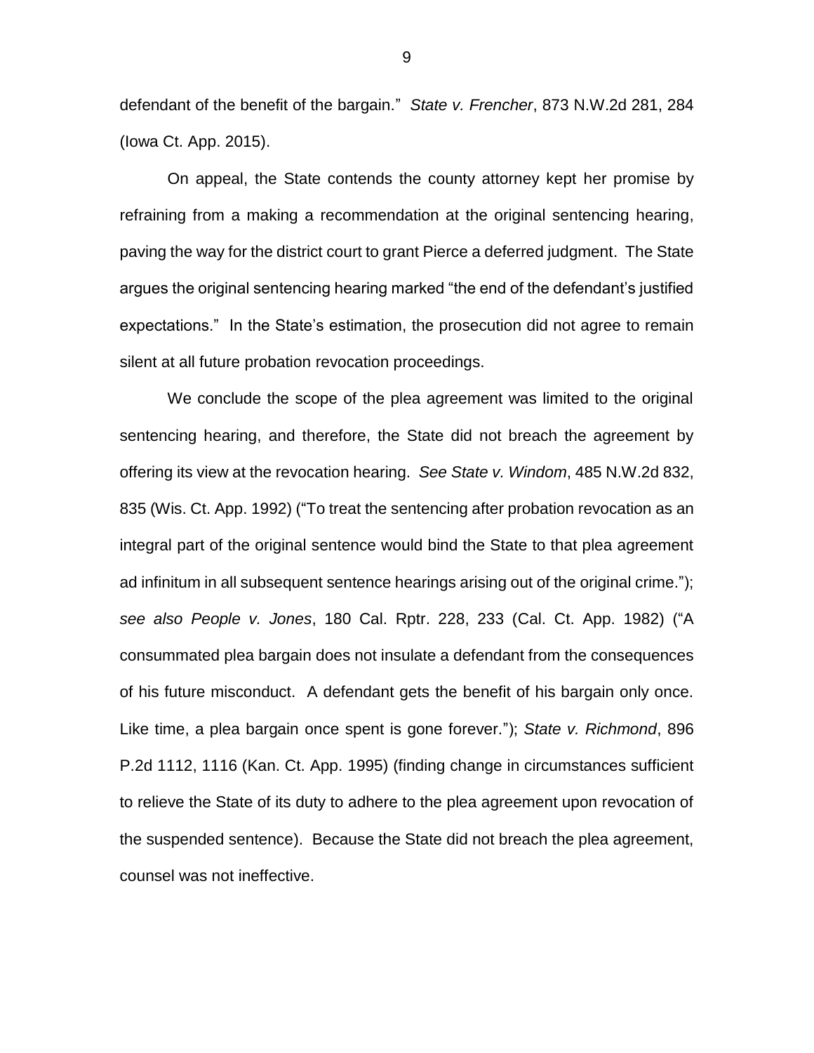defendant of the benefit of the bargain." *State v. Frencher*, 873 N.W.2d 281, 284 (Iowa Ct. App. 2015).

On appeal, the State contends the county attorney kept her promise by refraining from a making a recommendation at the original sentencing hearing, paving the way for the district court to grant Pierce a deferred judgment. The State argues the original sentencing hearing marked "the end of the defendant's justified expectations." In the State's estimation, the prosecution did not agree to remain silent at all future probation revocation proceedings.

We conclude the scope of the plea agreement was limited to the original sentencing hearing, and therefore, the State did not breach the agreement by offering its view at the revocation hearing. *See State v. Windom*, 485 N.W.2d 832, 835 (Wis. Ct. App. 1992) ("To treat the sentencing after probation revocation as an integral part of the original sentence would bind the State to that plea agreement ad infinitum in all subsequent sentence hearings arising out of the original crime."); *see also People v. Jones*, 180 Cal. Rptr. 228, 233 (Cal. Ct. App. 1982) ("A consummated plea bargain does not insulate a defendant from the consequences of his future misconduct. A defendant gets the benefit of his bargain only once. Like time, a plea bargain once spent is gone forever."); *State v. Richmond*, 896 P.2d 1112, 1116 (Kan. Ct. App. 1995) (finding change in circumstances sufficient to relieve the State of its duty to adhere to the plea agreement upon revocation of the suspended sentence). Because the State did not breach the plea agreement, counsel was not ineffective.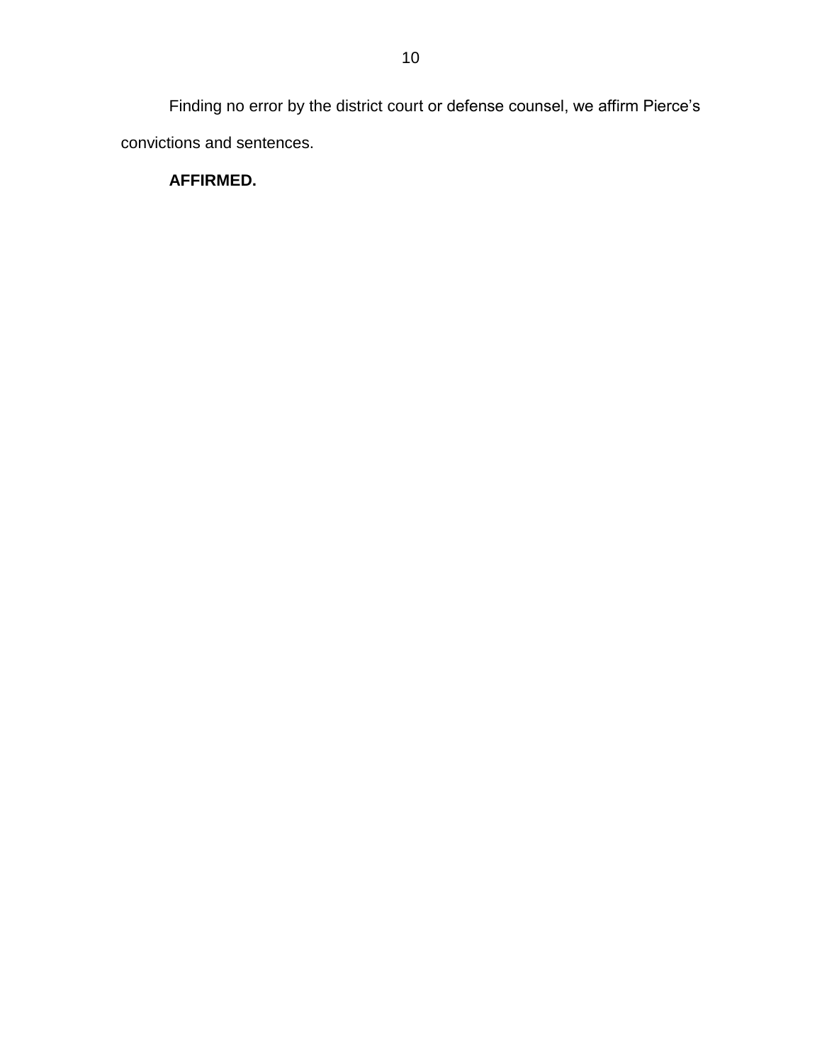Finding no error by the district court or defense counsel, we affirm Pierce's convictions and sentences.

**AFFIRMED.**